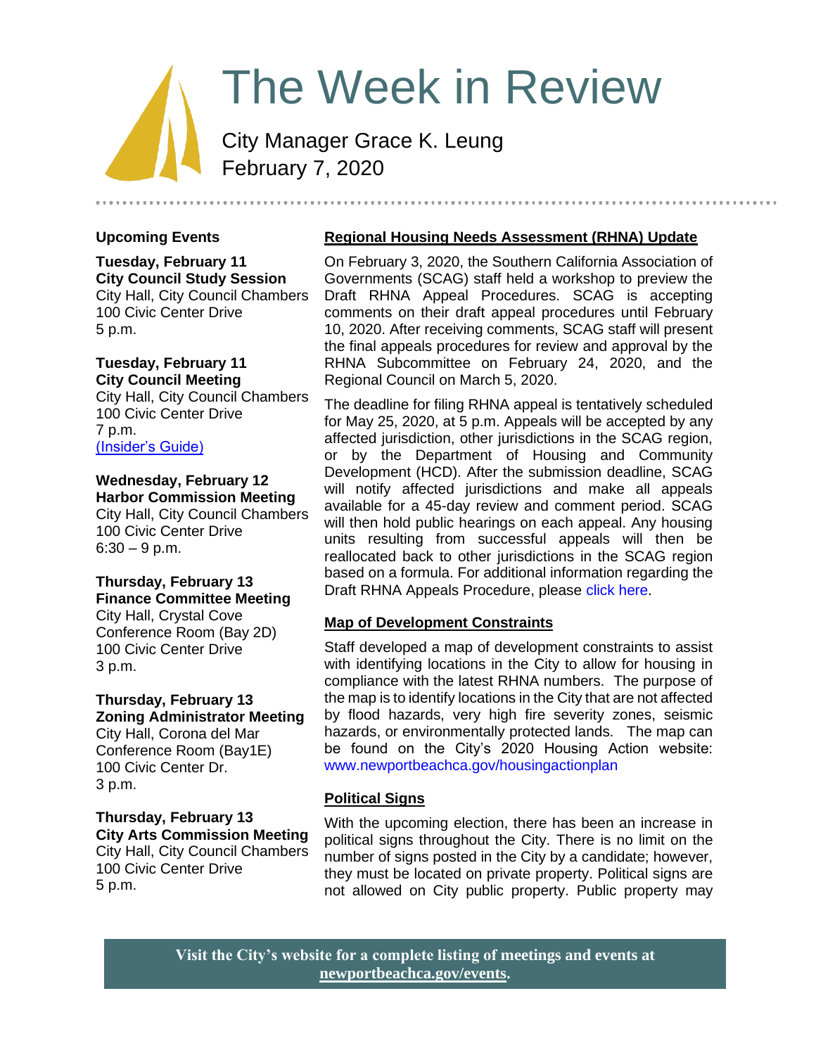# The Week in Review

City Manager Grace K. Leung
February 7, 2020

## Upcoming Events

**Tuesday, February 11**
**City Council Study Session**
City Hall, City Council Chambers
100 Civic Center Drive
5 p.m.

**Tuesday, February 11**
**City Council Meeting**
City Hall, City Council Chambers
100 Civic Center Drive
7 p.m.
(Insider's Guide)

**Wednesday, February 12**
**Harbor Commission Meeting**
City Hall, City Council Chambers
100 Civic Center Drive
6:30 – 9 p.m.

**Thursday, February 13**
**Finance Committee Meeting**
City Hall, Crystal Cove
Conference Room (Bay 2D)
100 Civic Center Drive
3 p.m.

**Thursday, February 13**
**Zoning Administrator Meeting**
City Hall, Corona del Mar
Conference Room (Bay1E)
100 Civic Center Dr.
3 p.m.

**Thursday, February 13**
**City Arts Commission Meeting**
City Hall, City Council Chambers
100 Civic Center Drive
5 p.m.

## Regional Housing Needs Assessment (RHNA) Update

On February 3, 2020, the Southern California Association of Governments (SCAG) staff held a workshop to preview the Draft RHNA Appeal Procedures. SCAG is accepting comments on their draft appeal procedures until February 10, 2020. After receiving comments, SCAG staff will present the final appeals procedures for review and approval by the RHNA Subcommittee on February 24, 2020, and the Regional Council on March 5, 2020.

The deadline for filing RHNA appeal is tentatively scheduled for May 25, 2020, at 5 p.m. Appeals will be accepted by any affected jurisdiction, other jurisdictions in the SCAG region, or by the Department of Housing and Community Development (HCD). After the submission deadline, SCAG will notify affected jurisdictions and make all appeals available for a 45-day review and comment period. SCAG will then hold public hearings on each appeal. Any housing units resulting from successful appeals will then be reallocated back to other jurisdictions in the SCAG region based on a formula. For additional information regarding the Draft RHNA Appeals Procedure, please click here.

## Map of Development Constraints

Staff developed a map of development constraints to assist with identifying locations in the City to allow for housing in compliance with the latest RHNA numbers. The purpose of the map is to identify locations in the City that are not affected by flood hazards, very high fire severity zones, seismic hazards, or environmentally protected lands. The map can be found on the City's 2020 Housing Action website: www.newportbeachca.gov/housingactionplan

## Political Signs

With the upcoming election, there has been an increase in political signs throughout the City. There is no limit on the number of signs posted in the City by a candidate; however, they must be located on private property. Political signs are not allowed on City public property. Public property may

**Visit the City's website for a complete listing of meetings and events at newportbeachca.gov/events.**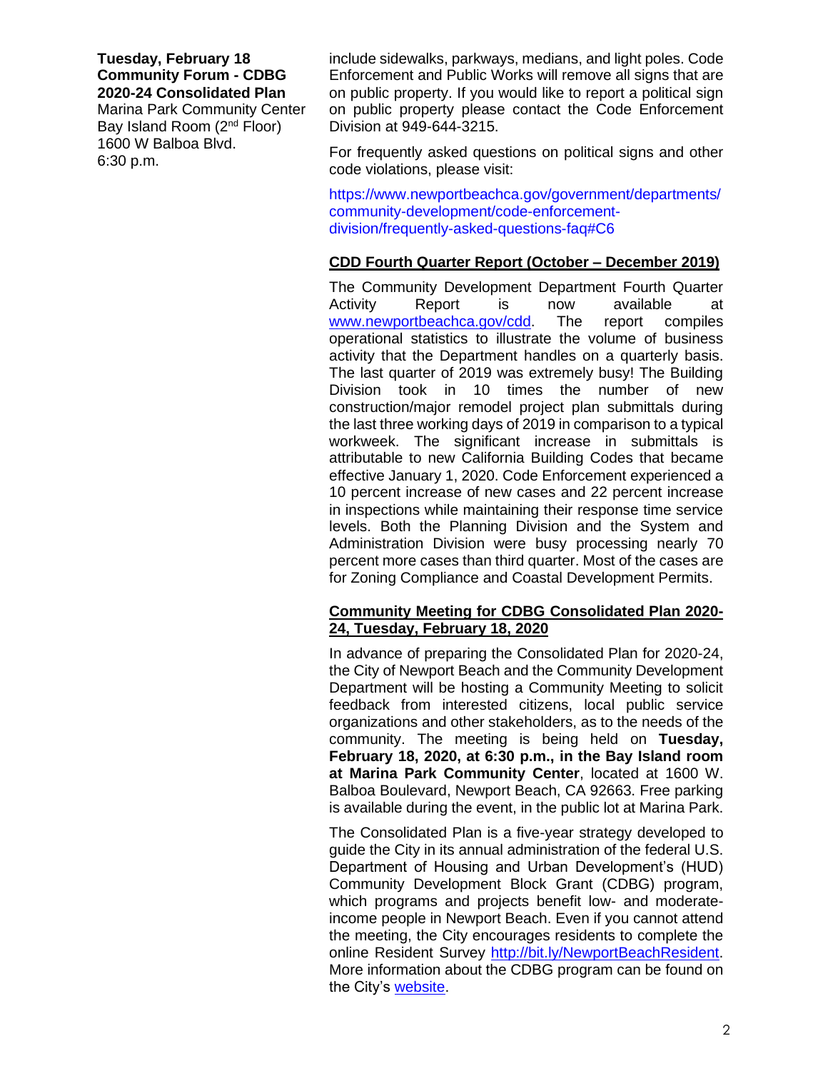**Tuesday, February 18**
**Community Forum - CDBG 2020-24 Consolidated Plan**
Marina Park Community Center
Bay Island Room (2nd Floor)
1600 W Balboa Blvd.
6:30 p.m.

include sidewalks, parkways, medians, and light poles. Code Enforcement and Public Works will remove all signs that are on public property. If you would like to report a political sign on public property please contact the Code Enforcement Division at 949-644-3215.

For frequently asked questions on political signs and other code violations, please visit:

https://www.newportbeachca.gov/government/departments/community-development/code-enforcement-division/frequently-asked-questions-faq#C6

## CDD Fourth Quarter Report (October – December 2019)

The Community Development Department Fourth Quarter Activity Report is now available at www.newportbeachca.gov/cdd. The report compiles operational statistics to illustrate the volume of business activity that the Department handles on a quarterly basis. The last quarter of 2019 was extremely busy! The Building Division took in 10 times the number of new construction/major remodel project plan submittals during the last three working days of 2019 in comparison to a typical workweek. The significant increase in submittals is attributable to new California Building Codes that became effective January 1, 2020. Code Enforcement experienced a 10 percent increase of new cases and 22 percent increase in inspections while maintaining their response time service levels. Both the Planning Division and the System and Administration Division were busy processing nearly 70 percent more cases than third quarter. Most of the cases are for Zoning Compliance and Coastal Development Permits.

## Community Meeting for CDBG Consolidated Plan 2020-24, Tuesday, February 18, 2020

In advance of preparing the Consolidated Plan for 2020-24, the City of Newport Beach and the Community Development Department will be hosting a Community Meeting to solicit feedback from interested citizens, local public service organizations and other stakeholders, as to the needs of the community. The meeting is being held on **Tuesday, February 18, 2020, at 6:30 p.m., in the Bay Island room at Marina Park Community Center**, located at 1600 W. Balboa Boulevard, Newport Beach, CA 92663. Free parking is available during the event, in the public lot at Marina Park.

The Consolidated Plan is a five-year strategy developed to guide the City in its annual administration of the federal U.S. Department of Housing and Urban Development's (HUD) Community Development Block Grant (CDBG) program, which programs and projects benefit low- and moderate-income people in Newport Beach. Even if you cannot attend the meeting, the City encourages residents to complete the online Resident Survey http://bit.ly/NewportBeachResident. More information about the CDBG program can be found on the City's website.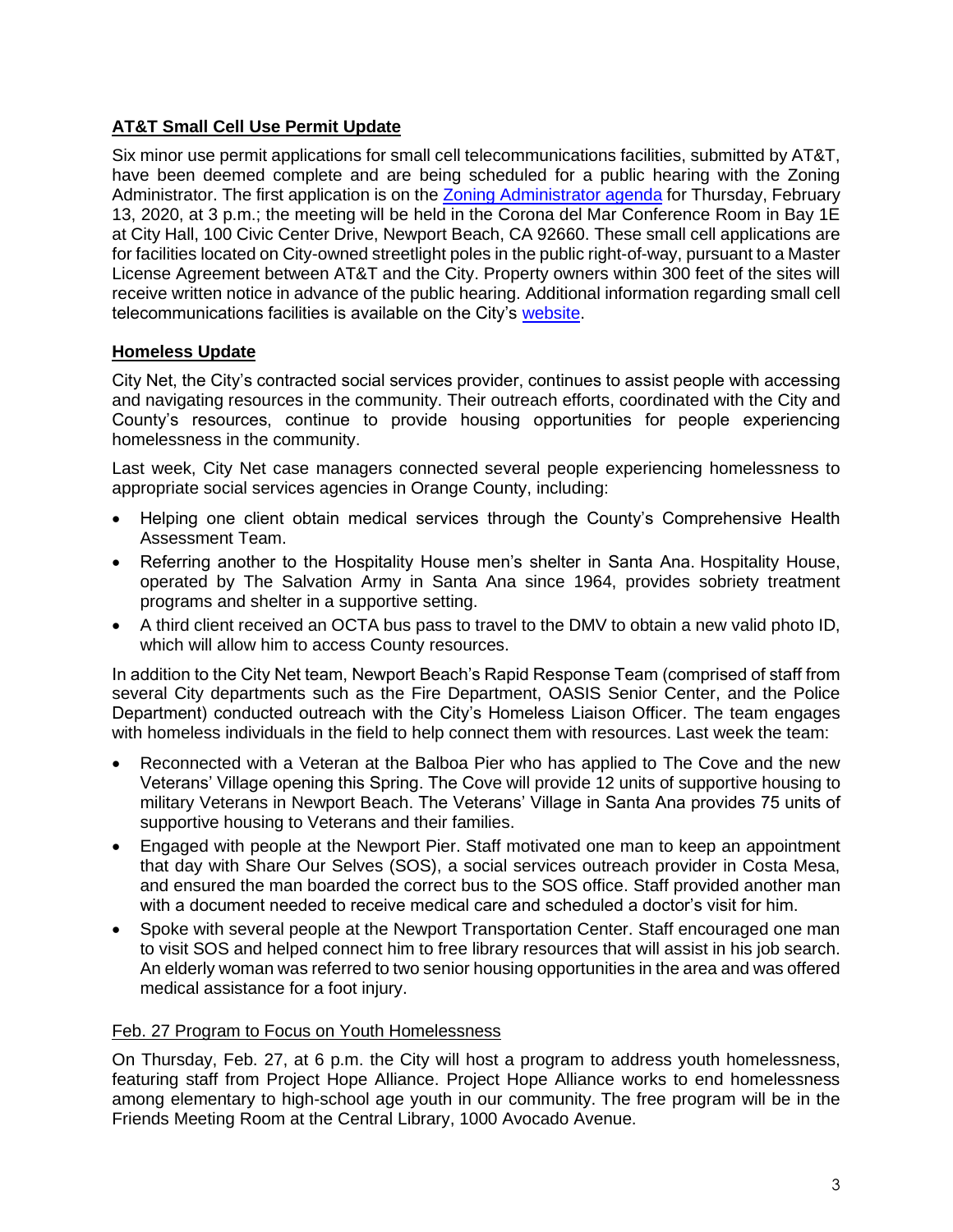## AT&T Small Cell Use Permit Update

Six minor use permit applications for small cell telecommunications facilities, submitted by AT&T, have been deemed complete and are being scheduled for a public hearing with the Zoning Administrator. The first application is on the Zoning Administrator agenda for Thursday, February 13, 2020, at 3 p.m.; the meeting will be held in the Corona del Mar Conference Room in Bay 1E at City Hall, 100 Civic Center Drive, Newport Beach, CA 92660. These small cell applications are for facilities located on City-owned streetlight poles in the public right-of-way, pursuant to a Master License Agreement between AT&T and the City. Property owners within 300 feet of the sites will receive written notice in advance of the public hearing. Additional information regarding small cell telecommunications facilities is available on the City's website.

## Homeless Update

City Net, the City's contracted social services provider, continues to assist people with accessing and navigating resources in the community. Their outreach efforts, coordinated with the City and County's resources, continue to provide housing opportunities for people experiencing homelessness in the community.

Last week, City Net case managers connected several people experiencing homelessness to appropriate social services agencies in Orange County, including:

- Helping one client obtain medical services through the County's Comprehensive Health Assessment Team.
- Referring another to the Hospitality House men's shelter in Santa Ana. Hospitality House, operated by The Salvation Army in Santa Ana since 1964, provides sobriety treatment programs and shelter in a supportive setting.
- A third client received an OCTA bus pass to travel to the DMV to obtain a new valid photo ID, which will allow him to access County resources.

In addition to the City Net team, Newport Beach's Rapid Response Team (comprised of staff from several City departments such as the Fire Department, OASIS Senior Center, and the Police Department) conducted outreach with the City's Homeless Liaison Officer. The team engages with homeless individuals in the field to help connect them with resources. Last week the team:

- Reconnected with a Veteran at the Balboa Pier who has applied to The Cove and the new Veterans' Village opening this Spring. The Cove will provide 12 units of supportive housing to military Veterans in Newport Beach. The Veterans' Village in Santa Ana provides 75 units of supportive housing to Veterans and their families.
- Engaged with people at the Newport Pier. Staff motivated one man to keep an appointment that day with Share Our Selves (SOS), a social services outreach provider in Costa Mesa, and ensured the man boarded the correct bus to the SOS office. Staff provided another man with a document needed to receive medical care and scheduled a doctor's visit for him.
- Spoke with several people at the Newport Transportation Center. Staff encouraged one man to visit SOS and helped connect him to free library resources that will assist in his job search. An elderly woman was referred to two senior housing opportunities in the area and was offered medical assistance for a foot injury.

### Feb. 27 Program to Focus on Youth Homelessness

On Thursday, Feb. 27, at 6 p.m. the City will host a program to address youth homelessness, featuring staff from Project Hope Alliance. Project Hope Alliance works to end homelessness among elementary to high-school age youth in our community. The free program will be in the Friends Meeting Room at the Central Library, 1000 Avocado Avenue.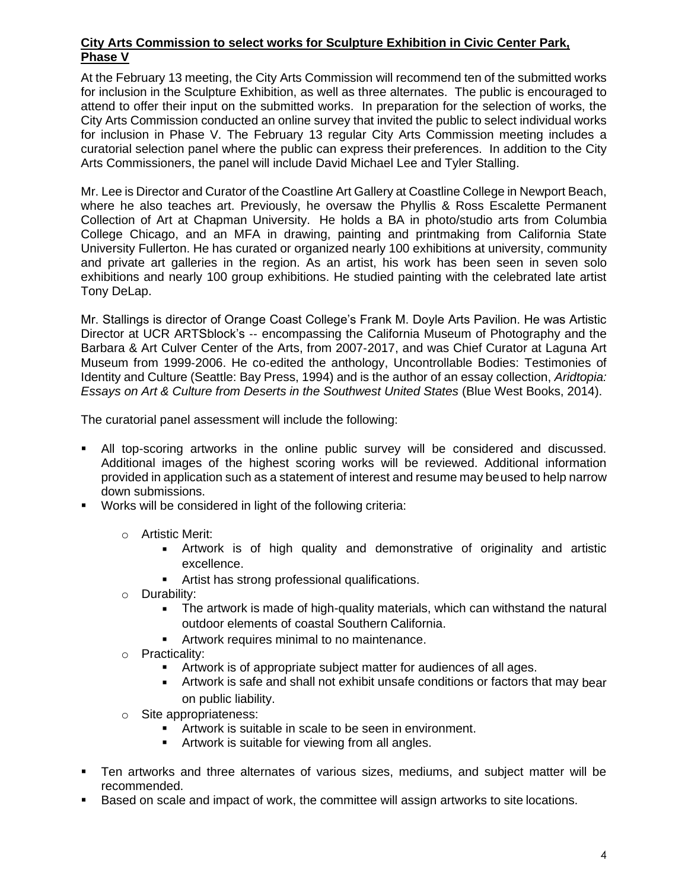**City Arts Commission to select works for Sculpture Exhibition in Civic Center Park, Phase V**

At the February 13 meeting, the City Arts Commission will recommend ten of the submitted works for inclusion in the Sculpture Exhibition, as well as three alternates. The public is encouraged to attend to offer their input on the submitted works. In preparation for the selection of works, the City Arts Commission conducted an online survey that invited the public to select individual works for inclusion in Phase V. The February 13 regular City Arts Commission meeting includes a curatorial selection panel where the public can express their preferences. In addition to the City Arts Commissioners, the panel will include David Michael Lee and Tyler Stalling.

Mr. Lee is Director and Curator of the Coastline Art Gallery at Coastline College in Newport Beach, where he also teaches art. Previously, he oversaw the Phyllis & Ross Escalette Permanent Collection of Art at Chapman University. He holds a BA in photo/studio arts from Columbia College Chicago, and an MFA in drawing, painting and printmaking from California State University Fullerton. He has curated or organized nearly 100 exhibitions at university, community and private art galleries in the region. As an artist, his work has been seen in seven solo exhibitions and nearly 100 group exhibitions. He studied painting with the celebrated late artist Tony DeLap.

Mr. Stallings is director of Orange Coast College's Frank M. Doyle Arts Pavilion. He was Artistic Director at UCR ARTSblock's -- encompassing the California Museum of Photography and the Barbara & Art Culver Center of the Arts, from 2007-2017, and was Chief Curator at Laguna Art Museum from 1999-2006. He co-edited the anthology, Uncontrollable Bodies: Testimonies of Identity and Culture (Seattle: Bay Press, 1994) and is the author of an essay collection, *Aridtopia: Essays on Art & Culture from Deserts in the Southwest United States* (Blue West Books, 2014).

The curatorial panel assessment will include the following:

- All top-scoring artworks in the online public survey will be considered and discussed. Additional images of the highest scoring works will be reviewed. Additional information provided in application such as a statement of interest and resume may be used to help narrow down submissions.
- Works will be considered in light of the following criteria:
  - Artistic Merit:
    - Artwork is of high quality and demonstrative of originality and artistic excellence.
    - Artist has strong professional qualifications.
  - Durability:
    - The artwork is made of high-quality materials, which can withstand the natural outdoor elements of coastal Southern California.
    - Artwork requires minimal to no maintenance.
  - Practicality:
    - Artwork is of appropriate subject matter for audiences of all ages.
    - Artwork is safe and shall not exhibit unsafe conditions or factors that may bear on public liability.
  - Site appropriateness:
    - Artwork is suitable in scale to be seen in environment.
    - Artwork is suitable for viewing from all angles.
- Ten artworks and three alternates of various sizes, mediums, and subject matter will be recommended.
- Based on scale and impact of work, the committee will assign artworks to site locations.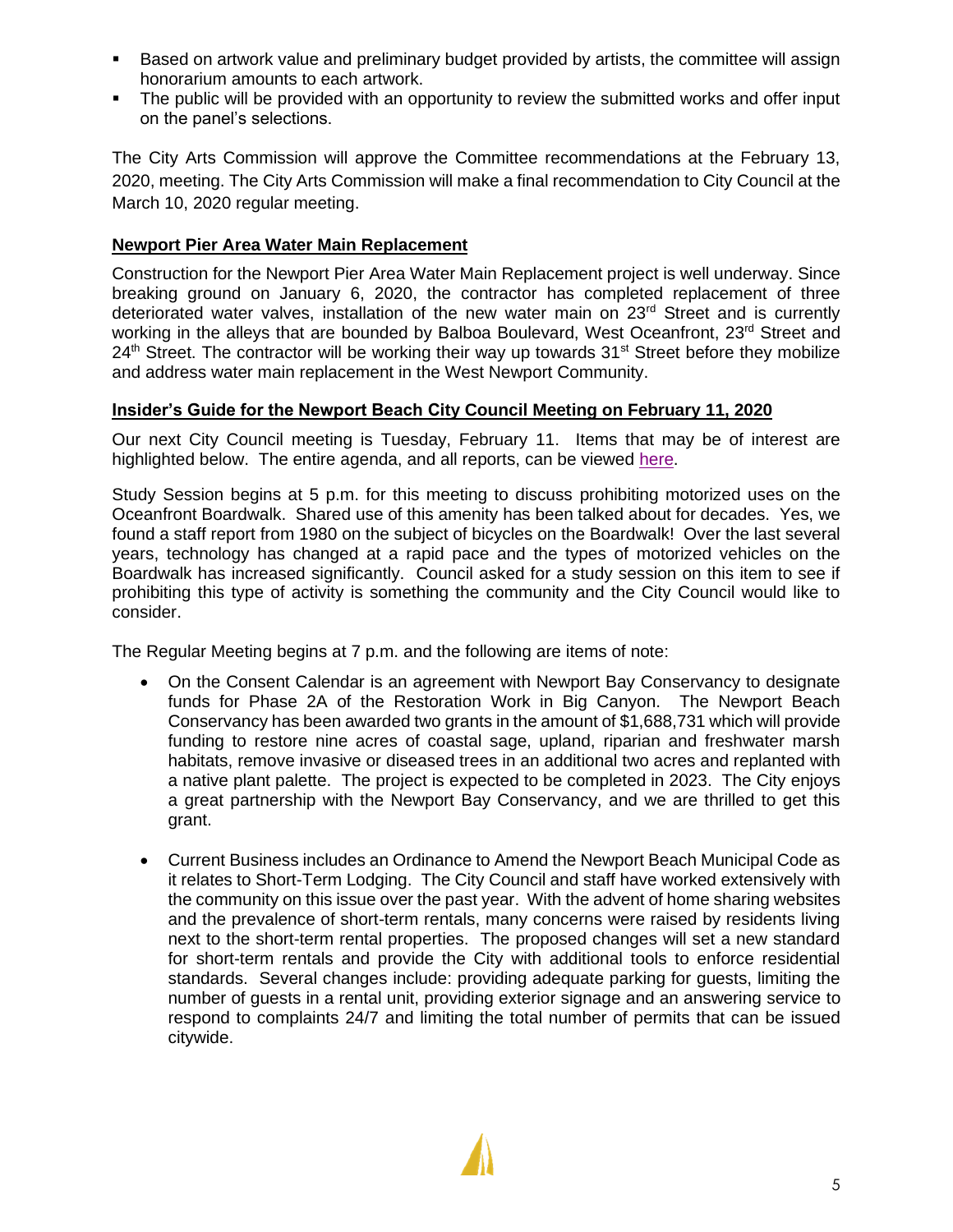- Based on artwork value and preliminary budget provided by artists, the committee will assign honorarium amounts to each artwork.
- The public will be provided with an opportunity to review the submitted works and offer input on the panel's selections.

The City Arts Commission will approve the Committee recommendations at the February 13, 2020, meeting. The City Arts Commission will make a final recommendation to City Council at the March 10, 2020 regular meeting.

**Newport Pier Area Water Main Replacement**

Construction for the Newport Pier Area Water Main Replacement project is well underway. Since breaking ground on January 6, 2020, the contractor has completed replacement of three deteriorated water valves, installation of the new water main on 23rd Street and is currently working in the alleys that are bounded by Balboa Boulevard, West Oceanfront, 23rd Street and 24th Street. The contractor will be working their way up towards 31st Street before they mobilize and address water main replacement in the West Newport Community.

**Insider's Guide for the Newport Beach City Council Meeting on February 11, 2020**

Our next City Council meeting is Tuesday, February 11. Items that may be of interest are highlighted below. The entire agenda, and all reports, can be viewed here.

Study Session begins at 5 p.m. for this meeting to discuss prohibiting motorized uses on the Oceanfront Boardwalk. Shared use of this amenity has been talked about for decades. Yes, we found a staff report from 1980 on the subject of bicycles on the Boardwalk! Over the last several years, technology has changed at a rapid pace and the types of motorized vehicles on the Boardwalk has increased significantly. Council asked for a study session on this item to see if prohibiting this type of activity is something the community and the City Council would like to consider.

The Regular Meeting begins at 7 p.m. and the following are items of note:

- On the Consent Calendar is an agreement with Newport Bay Conservancy to designate funds for Phase 2A of the Restoration Work in Big Canyon. The Newport Beach Conservancy has been awarded two grants in the amount of $1,688,731 which will provide funding to restore nine acres of coastal sage, upland, riparian and freshwater marsh habitats, remove invasive or diseased trees in an additional two acres and replanted with a native plant palette. The project is expected to be completed in 2023. The City enjoys a great partnership with the Newport Bay Conservancy, and we are thrilled to get this grant.

- Current Business includes an Ordinance to Amend the Newport Beach Municipal Code as it relates to Short-Term Lodging. The City Council and staff have worked extensively with the community on this issue over the past year. With the advent of home sharing websites and the prevalence of short-term rentals, many concerns were raised by residents living next to the short-term rental properties. The proposed changes will set a new standard for short-term rentals and provide the City with additional tools to enforce residential standards. Several changes include: providing adequate parking for guests, limiting the number of guests in a rental unit, providing exterior signage and an answering service to respond to complaints 24/7 and limiting the total number of permits that can be issued citywide.